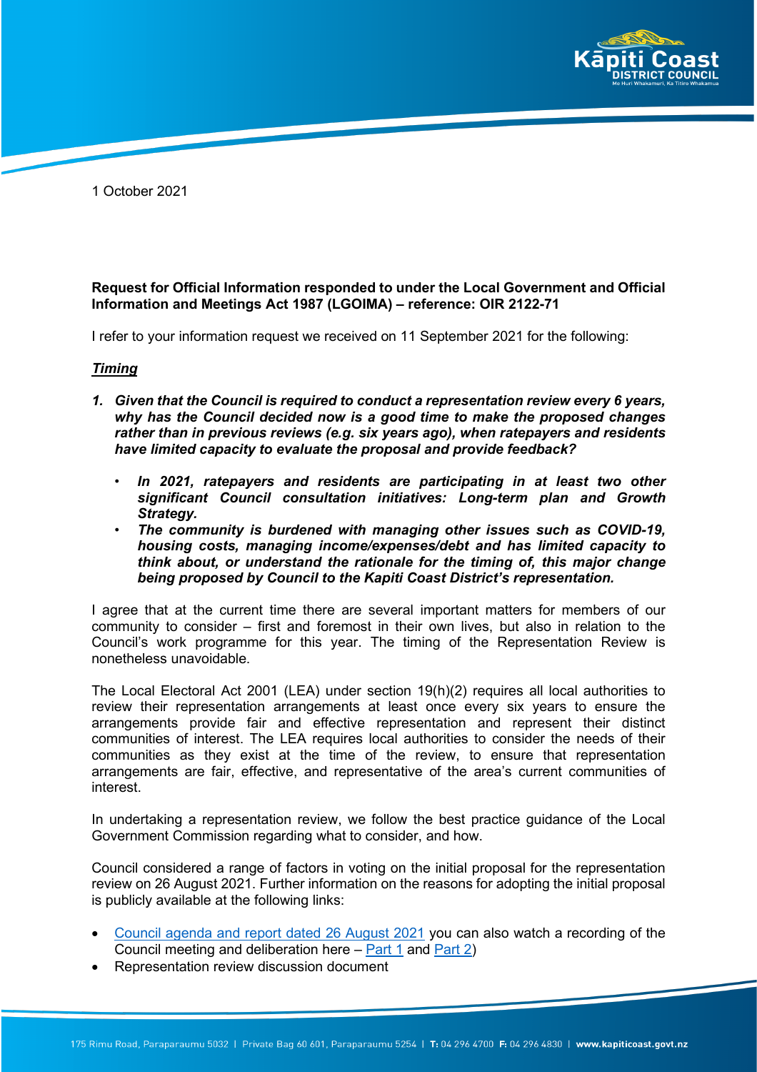1 October 2021

**Request for Official Information responded to under the Local Government and Official Information and Meetings Act 1987 (LGOIMA) – reference: OIR 2122-71**

I refer to your information request we received on 11 September 2021 for the following:

***Timing***

1. ***Given that the Council is required to conduct a representation review every 6 years, why has the Council decided now is a good time to make the proposed changes rather than in previous reviews (e.g. six years ago), when ratepayers and residents have limited capacity to evaluate the proposal and provide feedback?***
   - ***In 2021, ratepayers and residents are participating in at least two other significant Council consultation initiatives: Long-term plan and Growth Strategy.***
   - ***The community is burdened with managing other issues such as COVID-19, housing costs, managing income/expenses/debt and has limited capacity to think about, or understand the rationale for the timing of, this major change being proposed by Council to the Kapiti Coast District's representation.***

I agree that at the current time there are several important matters for members of our community to consider – first and foremost in their own lives, but also in relation to the Council's work programme for this year. The timing of the Representation Review is nonetheless unavoidable.

The Local Electoral Act 2001 (LEA) under section 19(h)(2) requires all local authorities to review their representation arrangements at least once every six years to ensure the arrangements provide fair and effective representation and represent their distinct communities of interest. The LEA requires local authorities to consider the needs of their communities as they exist at the time of the review, to ensure that representation arrangements are fair, effective, and representative of the area's current communities of interest.

In undertaking a representation review, we follow the best practice guidance of the Local Government Commission regarding what to consider, and how.

Council considered a range of factors in voting on the initial proposal for the representation review on 26 August 2021. Further information on the reasons for adopting the initial proposal is publicly available at the following links:

- Council agenda and report dated 26 August 2021 you can also watch a recording of the Council meeting and deliberation here – Part 1 and Part 2)
- Representation review discussion document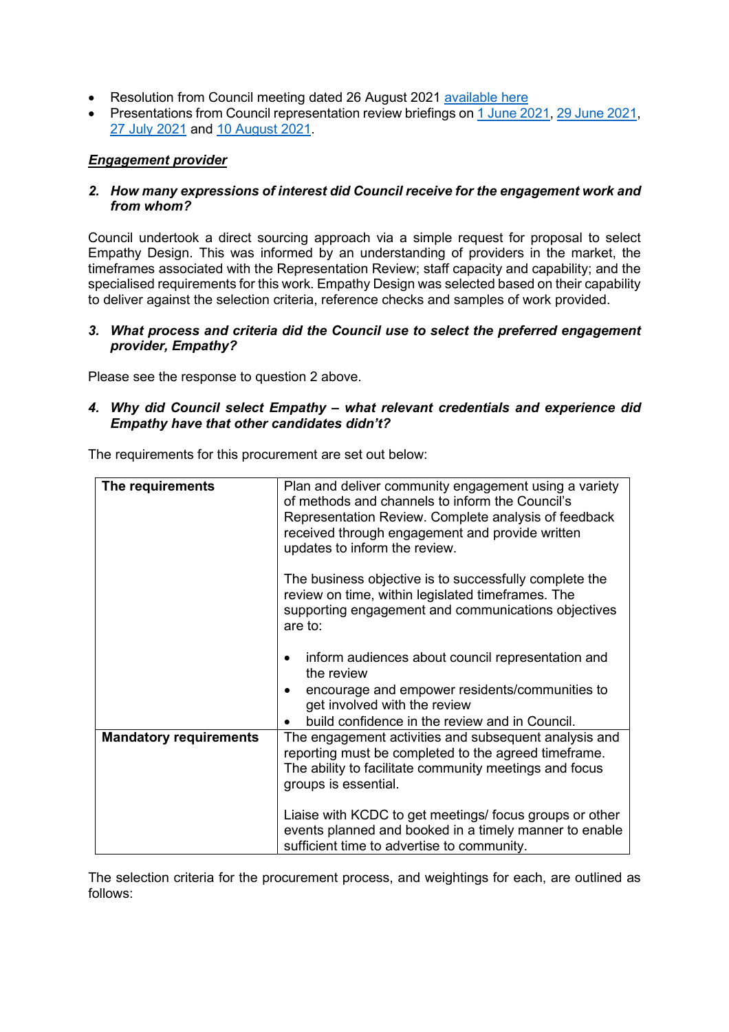- Resolution from Council meeting dated 26 August 2021 [available here]
- Presentations from Council representation review briefings on [1 June 2021], [29 June 2021], [27 July 2021] and [10 August 2021].

***Engagement provider***

***2. How many expressions of interest did Council receive for the engagement work and from whom?***

Council undertook a direct sourcing approach via a simple request for proposal to select Empathy Design. This was informed by an understanding of providers in the market, the timeframes associated with the Representation Review; staff capacity and capability; and the specialised requirements for this work. Empathy Design was selected based on their capability to deliver against the selection criteria, reference checks and samples of work provided.

***3. What process and criteria did the Council use to select the preferred engagement provider, Empathy?***

Please see the response to question 2 above.

***4. Why did Council select Empathy – what relevant credentials and experience did Empathy have that other candidates didn't?***

The requirements for this procurement are set out below:

| **The requirements** | Plan and deliver community engagement using a variety of methods and channels to inform the Council's Representation Review. Complete analysis of feedback received through engagement and provide written updates to inform the review.<br><br>The business objective is to successfully complete the review on time, within legislated timeframes. The supporting engagement and communications objectives are to:<br><br>• inform audiences about council representation and the review<br>• encourage and empower residents/communities to get involved with the review<br>• build confidence in the review and in Council. |
|---|---|
| **Mandatory requirements** | The engagement activities and subsequent analysis and reporting must be completed to the agreed timeframe. The ability to facilitate community meetings and focus groups is essential.<br><br>Liaise with KCDC to get meetings/ focus groups or other events planned and booked in a timely manner to enable sufficient time to advertise to community. |

The selection criteria for the procurement process, and weightings for each, are outlined as follows: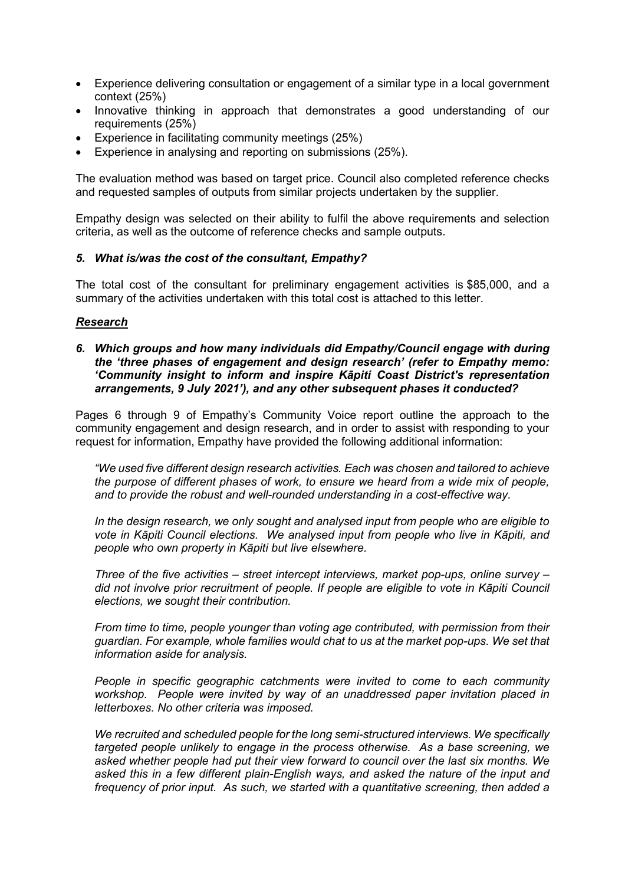- Experience delivering consultation or engagement of a similar type in a local government context (25%)
- Innovative thinking in approach that demonstrates a good understanding of our requirements (25%)
- Experience in facilitating community meetings (25%)
- Experience in analysing and reporting on submissions (25%).

The evaluation method was based on target price. Council also completed reference checks and requested samples of outputs from similar projects undertaken by the supplier.

Empathy design was selected on their ability to fulfil the above requirements and selection criteria, as well as the outcome of reference checks and sample outputs.

***5. What is/was the cost of the consultant, Empathy?***

The total cost of the consultant for preliminary engagement activities is $85,000, and a summary of the activities undertaken with this total cost is attached to this letter.

***Research***

***6. Which groups and how many individuals did Empathy/Council engage with during the 'three phases of engagement and design research' (refer to Empathy memo: 'Community insight to inform and inspire Kāpiti Coast District's representation arrangements, 9 July 2021'), and any other subsequent phases it conducted?***

Pages 6 through 9 of Empathy's Community Voice report outline the approach to the community engagement and design research, and in order to assist with responding to your request for information, Empathy have provided the following additional information:

*"We used five different design research activities. Each was chosen and tailored to achieve the purpose of different phases of work, to ensure we heard from a wide mix of people, and to provide the robust and well-rounded understanding in a cost-effective way.*

*In the design research, we only sought and analysed input from people who are eligible to vote in Kāpiti Council elections. We analysed input from people who live in Kāpiti, and people who own property in Kāpiti but live elsewhere.*

*Three of the five activities – street intercept interviews, market pop-ups, online survey – did not involve prior recruitment of people. If people are eligible to vote in Kāpiti Council elections, we sought their contribution.*

*From time to time, people younger than voting age contributed, with permission from their guardian. For example, whole families would chat to us at the market pop-ups. We set that information aside for analysis.*

*People in specific geographic catchments were invited to come to each community workshop. People were invited by way of an unaddressed paper invitation placed in letterboxes. No other criteria was imposed.*

*We recruited and scheduled people for the long semi-structured interviews. We specifically targeted people unlikely to engage in the process otherwise. As a base screening, we asked whether people had put their view forward to council over the last six months. We asked this in a few different plain-English ways, and asked the nature of the input and frequency of prior input. As such, we started with a quantitative screening, then added a*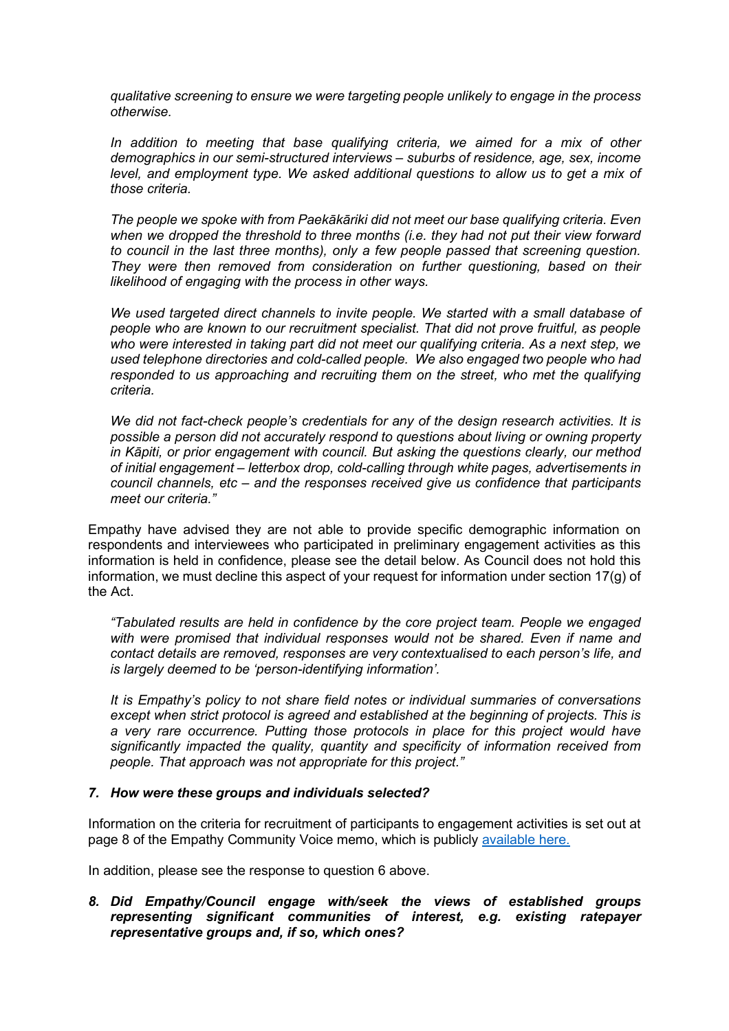*qualitative screening to ensure we were targeting people unlikely to engage in the process otherwise.*

> *In addition to meeting that base qualifying criteria, we aimed for a mix of other demographics in our semi-structured interviews – suburbs of residence, age, sex, income level, and employment type. We asked additional questions to allow us to get a mix of those criteria.*
>
> *The people we spoke with from Paekākāriki did not meet our base qualifying criteria. Even when we dropped the threshold to three months (i.e. they had not put their view forward to council in the last three months), only a few people passed that screening question. They were then removed from consideration on further questioning, based on their likelihood of engaging with the process in other ways.*
>
> *We used targeted direct channels to invite people. We started with a small database of people who are known to our recruitment specialist. That did not prove fruitful, as people who were interested in taking part did not meet our qualifying criteria. As a next step, we used telephone directories and cold-called people. We also engaged two people who had responded to us approaching and recruiting them on the street, who met the qualifying criteria.*
>
> *We did not fact-check people's credentials for any of the design research activities. It is possible a person did not accurately respond to questions about living or owning property in Kāpiti, or prior engagement with council. But asking the questions clearly, our method of initial engagement – letterbox drop, cold-calling through white pages, advertisements in council channels, etc – and the responses received give us confidence that participants meet our criteria."*

Empathy have advised they are not able to provide specific demographic information on respondents and interviewees who participated in preliminary engagement activities as this information is held in confidence, please see the detail below. As Council does not hold this information, we must decline this aspect of your request for information under section 17(g) of the Act.

> *"Tabulated results are held in confidence by the core project team. People we engaged with were promised that individual responses would not be shared. Even if name and contact details are removed, responses are very contextualised to each person's life, and is largely deemed to be 'person-identifying information'.*
>
> *It is Empathy's policy to not share field notes or individual summaries of conversations except when strict protocol is agreed and established at the beginning of projects. This is a very rare occurrence. Putting those protocols in place for this project would have significantly impacted the quality, quantity and specificity of information received from people. That approach was not appropriate for this project."*

### *7. How were these groups and individuals selected?*

Information on the criteria for recruitment of participants to engagement activities is set out at page 8 of the Empathy Community Voice memo, which is publicly available here.

In addition, please see the response to question 6 above.

### *8. Did Empathy/Council engage with/seek the views of established groups representing significant communities of interest, e.g. existing ratepayer representative groups and, if so, which ones?*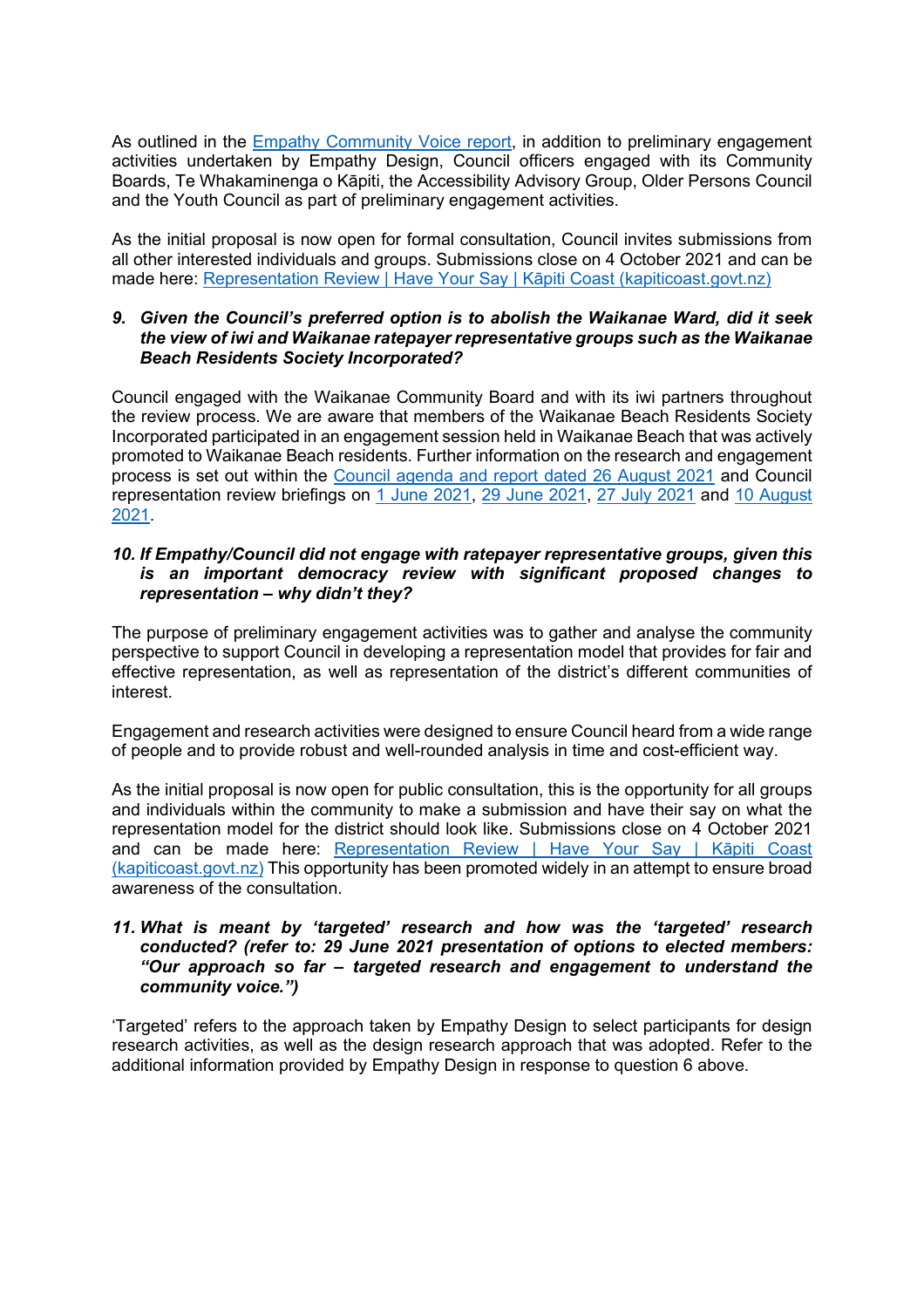As outlined in the [Empathy Community Voice report](), in addition to preliminary engagement activities undertaken by Empathy Design, Council officers engaged with its Community Boards, Te Whakaminenga o Kāpiti, the Accessibility Advisory Group, Older Persons Council and the Youth Council as part of preliminary engagement activities.

As the initial proposal is now open for formal consultation, Council invites submissions from all other interested individuals and groups. Submissions close on 4 October 2021 and can be made here: [Representation Review | Have Your Say | Kāpiti Coast (kapiticoast.govt.nz)]()

***9. Given the Council's preferred option is to abolish the Waikanae Ward, did it seek the view of iwi and Waikanae ratepayer representative groups such as the Waikanae Beach Residents Society Incorporated?***

Council engaged with the Waikanae Community Board and with its iwi partners throughout the review process. We are aware that members of the Waikanae Beach Residents Society Incorporated participated in an engagement session held in Waikanae Beach that was actively promoted to Waikanae Beach residents. Further information on the research and engagement process is set out within the [Council agenda and report dated 26 August 2021]() and Council representation review briefings on [1 June 2021](), [29 June 2021](), [27 July 2021]() and [10 August 2021]().

***10. If Empathy/Council did not engage with ratepayer representative groups, given this is an important democracy review with significant proposed changes to representation – why didn't they?***

The purpose of preliminary engagement activities was to gather and analyse the community perspective to support Council in developing a representation model that provides for fair and effective representation, as well as representation of the district's different communities of interest.

Engagement and research activities were designed to ensure Council heard from a wide range of people and to provide robust and well-rounded analysis in time and cost-efficient way.

As the initial proposal is now open for public consultation, this is the opportunity for all groups and individuals within the community to make a submission and have their say on what the representation model for the district should look like. Submissions close on 4 October 2021 and can be made here: [Representation Review | Have Your Say | Kāpiti Coast (kapiticoast.govt.nz)]() This opportunity has been promoted widely in an attempt to ensure broad awareness of the consultation.

***11. What is meant by 'targeted' research and how was the 'targeted' research conducted? (refer to: 29 June 2021 presentation of options to elected members: "Our approach so far – targeted research and engagement to understand the community voice.")***

'Targeted' refers to the approach taken by Empathy Design to select participants for design research activities, as well as the design research approach that was adopted. Refer to the additional information provided by Empathy Design in response to question 6 above.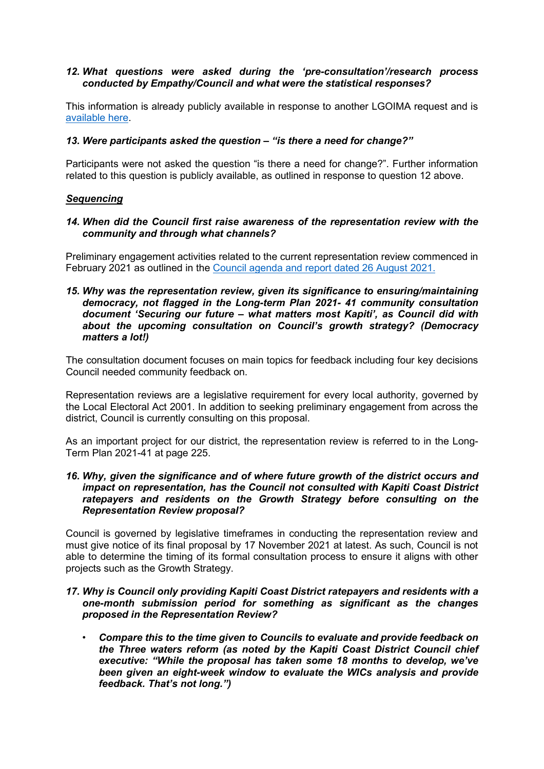*12. **What questions were asked during the ‘pre-consultation’/research process conducted by Empathy/Council and what were the statistical responses?***

This information is already publicly available in response to another LGOIMA request and is [available here](#).

*13. **Were participants asked the question – “is there a need for change?”***

Participants were not asked the question “is there a need for change?”. Further information related to this question is publicly available, as outlined in response to question 12 above.

***Sequencing***

*14. **When did the Council first raise awareness of the representation review with the community and through what channels?***

Preliminary engagement activities related to the current representation review commenced in February 2021 as outlined in the [Council agenda and report dated 26 August 2021.](#)

*15. **Why was the representation review, given its significance to ensuring/maintaining democracy, not flagged in the Long-term Plan 2021- 41 community consultation document ‘Securing our future – what matters most Kapiti’, as Council did with about the upcoming consultation on Council’s growth strategy? (Democracy matters a lot!)***

The consultation document focuses on main topics for feedback including four key decisions Council needed community feedback on.

Representation reviews are a legislative requirement for every local authority, governed by the Local Electoral Act 2001. In addition to seeking preliminary engagement from across the district, Council is currently consulting on this proposal.

As an important project for our district, the representation review is referred to in the Long-Term Plan 2021-41 at page 225.

*16. **Why, given the significance and of where future growth of the district occurs and impact on representation, has the Council not consulted with Kapiti Coast District ratepayers and residents on the Growth Strategy before consulting on the Representation Review proposal?***

Council is governed by legislative timeframes in conducting the representation review and must give notice of its final proposal by 17 November 2021 at latest. As such, Council is not able to determine the timing of its formal consultation process to ensure it aligns with other projects such as the Growth Strategy.

*17. **Why is Council only providing Kapiti Coast District ratepayers and residents with a one-month submission period for something as significant as the changes proposed in the Representation Review?***

- ***Compare this to the time given to Councils to evaluate and provide feedback on the Three waters reform (as noted by the Kapiti Coast District Council chief executive: “While the proposal has taken some 18 months to develop, we’ve been given an eight-week window to evaluate the WICs analysis and provide feedback. That’s not long.”)***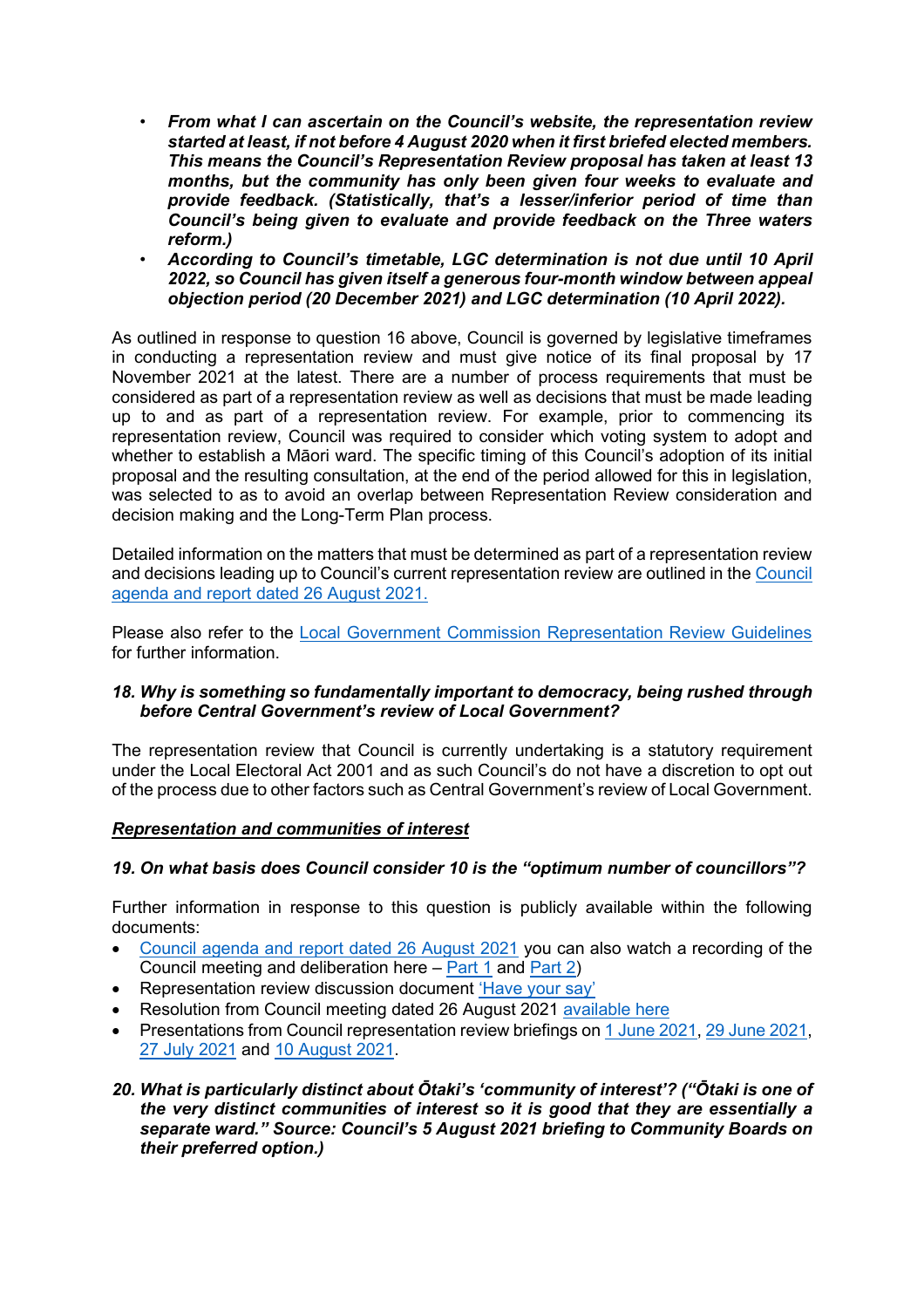- ***From what I can ascertain on the Council's website, the representation review started at least, if not before 4 August 2020 when it first briefed elected members. This means the Council's Representation Review proposal has taken at least 13 months, but the community has only been given four weeks to evaluate and provide feedback. (Statistically, that's a lesser/inferior period of time than Council's being given to evaluate and provide feedback on the Three waters reform.)***
- ***According to Council's timetable, LGC determination is not due until 10 April 2022, so Council has given itself a generous four-month window between appeal objection period (20 December 2021) and LGC determination (10 April 2022).***

As outlined in response to question 16 above, Council is governed by legislative timeframes in conducting a representation review and must give notice of its final proposal by 17 November 2021 at the latest. There are a number of process requirements that must be considered as part of a representation review as well as decisions that must be made leading up to and as part of a representation review. For example, prior to commencing its representation review, Council was required to consider which voting system to adopt and whether to establish a Māori ward. The specific timing of this Council's adoption of its initial proposal and the resulting consultation, at the end of the period allowed for this in legislation, was selected to as to avoid an overlap between Representation Review consideration and decision making and the Long-Term Plan process.

Detailed information on the matters that must be determined as part of a representation review and decisions leading up to Council's current representation review are outlined in the Council agenda and report dated 26 August 2021.

Please also refer to the Local Government Commission Representation Review Guidelines for further information.

***18. Why is something so fundamentally important to democracy, being rushed through before Central Government's review of Local Government?***

The representation review that Council is currently undertaking is a statutory requirement under the Local Electoral Act 2001 and as such Council's do not have a discretion to opt out of the process due to other factors such as Central Government's review of Local Government.

***Representation and communities of interest***

***19. On what basis does Council consider 10 is the "optimum number of councillors"?***

Further information in response to this question is publicly available within the following documents:

- Council agenda and report dated 26 August 2021 you can also watch a recording of the Council meeting and deliberation here – Part 1 and Part 2)
- Representation review discussion document 'Have your say'
- Resolution from Council meeting dated 26 August 2021 available here
- Presentations from Council representation review briefings on 1 June 2021, 29 June 2021, 27 July 2021 and 10 August 2021.

***20. What is particularly distinct about Ōtaki's 'community of interest'? ("Ōtaki is one of the very distinct communities of interest so it is good that they are essentially a separate ward." Source: Council's 5 August 2021 briefing to Community Boards on their preferred option.)***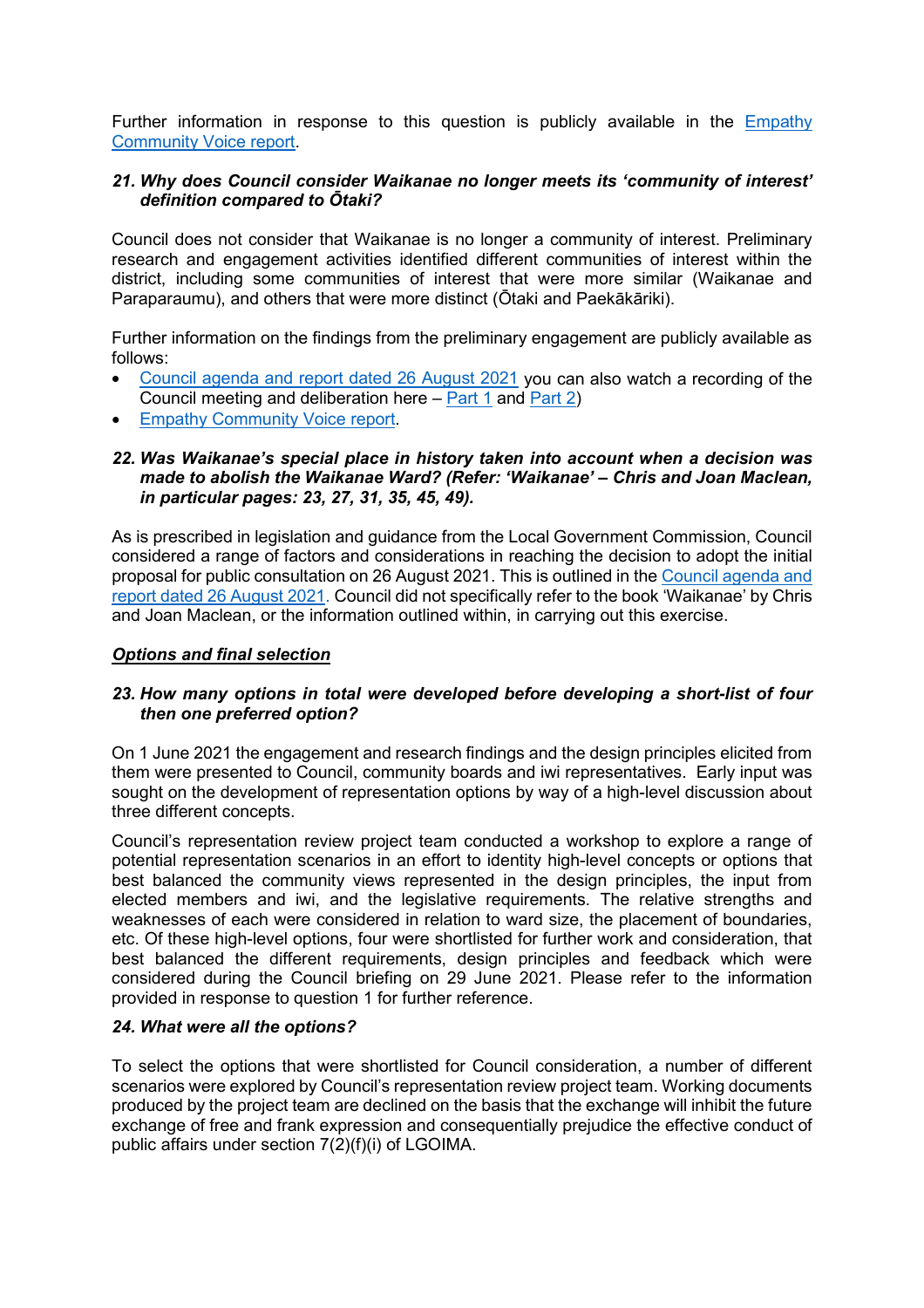Further information in response to this question is publicly available in the [Empathy Community Voice report](#).

***21. Why does Council consider Waikanae no longer meets its 'community of interest' definition compared to Ōtaki?***

Council does not consider that Waikanae is no longer a community of interest. Preliminary research and engagement activities identified different communities of interest within the district, including some communities of interest that were more similar (Waikanae and Paraparaumu), and others that were more distinct (Ōtaki and Paekākāriki).

Further information on the findings from the preliminary engagement are publicly available as follows:

- [Council agenda and report dated 26 August 2021](#) you can also watch a recording of the Council meeting and deliberation here – [Part 1](#) and [Part 2](#))
- [Empathy Community Voice report](#).

***22. Was Waikanae's special place in history taken into account when a decision was made to abolish the Waikanae Ward? (Refer: 'Waikanae' – Chris and Joan Maclean, in particular pages: 23, 27, 31, 35, 45, 49).***

As is prescribed in legislation and guidance from the Local Government Commission, Council considered a range of factors and considerations in reaching the decision to adopt the initial proposal for public consultation on 26 August 2021. This is outlined in the [Council agenda and report dated 26 August 2021](#). Council did not specifically refer to the book 'Waikanae' by Chris and Joan Maclean, or the information outlined within, in carrying out this exercise.

***<u>Options and final selection</u>***

***23. How many options in total were developed before developing a short-list of four then one preferred option?***

On 1 June 2021 the engagement and research findings and the design principles elicited from them were presented to Council, community boards and iwi representatives. Early input was sought on the development of representation options by way of a high-level discussion about three different concepts.

Council's representation review project team conducted a workshop to explore a range of potential representation scenarios in an effort to identity high-level concepts or options that best balanced the community views represented in the design principles, the input from elected members and iwi, and the legislative requirements. The relative strengths and weaknesses of each were considered in relation to ward size, the placement of boundaries, etc. Of these high-level options, four were shortlisted for further work and consideration, that best balanced the different requirements, design principles and feedback which were considered during the Council briefing on 29 June 2021. Please refer to the information provided in response to question 1 for further reference.

***24. What were all the options?***

To select the options that were shortlisted for Council consideration, a number of different scenarios were explored by Council's representation review project team. Working documents produced by the project team are declined on the basis that the exchange will inhibit the future exchange of free and frank expression and consequentially prejudice the effective conduct of public affairs under section 7(2)(f)(i) of LGOIMA.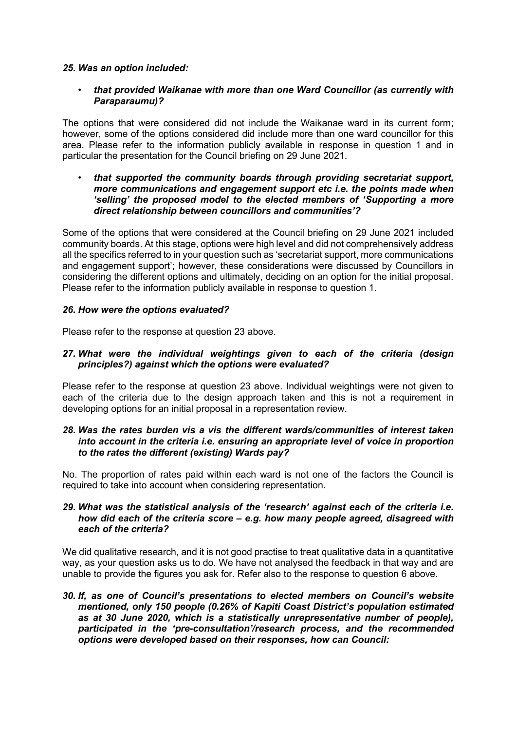***25. Was an option included:***

- ***that provided Waikanae with more than one Ward Councillor (as currently with Paraparaumu)?***

The options that were considered did not include the Waikanae ward in its current form; however, some of the options considered did include more than one ward councillor for this area. Please refer to the information publicly available in response in question 1 and in particular the presentation for the Council briefing on 29 June 2021.

- ***that supported the community boards through providing secretariat support, more communications and engagement support etc i.e. the points made when 'selling' the proposed model to the elected members of 'Supporting a more direct relationship between councillors and communities'?***

Some of the options that were considered at the Council briefing on 29 June 2021 included community boards. At this stage, options were high level and did not comprehensively address all the specifics referred to in your question such as 'secretariat support, more communications and engagement support'; however, these considerations were discussed by Councillors in considering the different options and ultimately, deciding on an option for the initial proposal. Please refer to the information publicly available in response to question 1.

***26. How were the options evaluated?***

Please refer to the response at question 23 above.

***27. What were the individual weightings given to each of the criteria (design principles?) against which the options were evaluated?***

Please refer to the response at question 23 above. Individual weightings were not given to each of the criteria due to the design approach taken and this is not a requirement in developing options for an initial proposal in a representation review.

***28. Was the rates burden vis a vis the different wards/communities of interest taken into account in the criteria i.e. ensuring an appropriate level of voice in proportion to the rates the different (existing) Wards pay?***

No. The proportion of rates paid within each ward is not one of the factors the Council is required to take into account when considering representation.

***29. What was the statistical analysis of the 'research' against each of the criteria i.e. how did each of the criteria score – e.g. how many people agreed, disagreed with each of the criteria?***

We did qualitative research, and it is not good practise to treat qualitative data in a quantitative way, as your question asks us to do. We have not analysed the feedback in that way and are unable to provide the figures you ask for. Refer also to the response to question 6 above.

***30. If, as one of Council's presentations to elected members on Council's website mentioned, only 150 people (0.26% of Kapiti Coast District's population estimated as at 30 June 2020, which is a statistically unrepresentative number of people), participated in the 'pre-consultation'/research process, and the recommended options were developed based on their responses, how can Council:***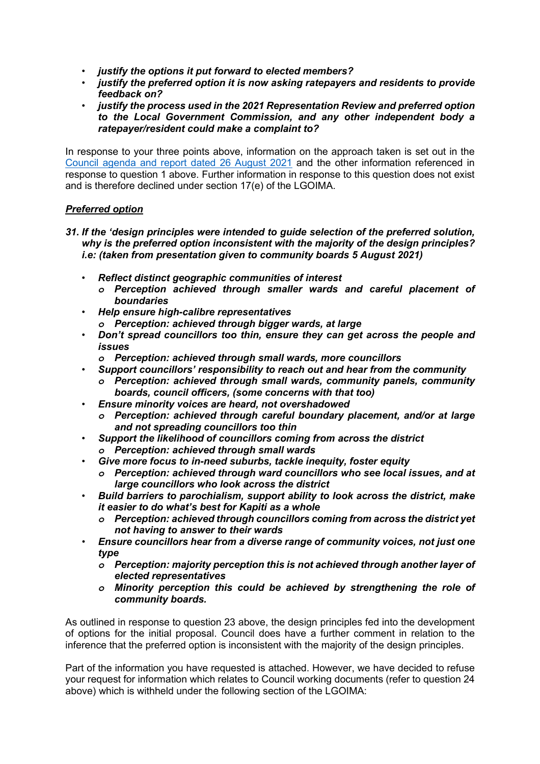- ***justify the options it put forward to elected members?***
- ***justify the preferred option it is now asking ratepayers and residents to provide feedback on?***
- ***justify the process used in the 2021 Representation Review and preferred option to the Local Government Commission, and any other independent body a ratepayer/resident could make a complaint to?***

In response to your three points above, information on the approach taken is set out in the Council agenda and report dated 26 August 2021 and the other information referenced in response to question 1 above. Further information in response to this question does not exist and is therefore declined under section 17(e) of the LGOIMA.

***Preferred option***

***31. If the 'design principles were intended to guide selection of the preferred solution, why is the preferred option inconsistent with the majority of the design principles? i.e: (taken from presentation given to community boards 5 August 2021)***

- ***Reflect distinct geographic communities of interest***
  - ***Perception achieved through smaller wards and careful placement of boundaries***
- ***Help ensure high-calibre representatives***
  - ***Perception: achieved through bigger wards, at large***
- ***Don't spread councillors too thin, ensure they can get across the people and issues***
  - ***Perception: achieved through small wards, more councillors***
- ***Support councillors' responsibility to reach out and hear from the community***
  - ***Perception: achieved through small wards, community panels, community boards, council officers, (some concerns with that too)***
- ***Ensure minority voices are heard, not overshadowed***
  - ***Perception: achieved through careful boundary placement, and/or at large and not spreading councillors too thin***
- ***Support the likelihood of councillors coming from across the district***
  - ***Perception: achieved through small wards***
- ***Give more focus to in-need suburbs, tackle inequity, foster equity***
  - ***Perception: achieved through ward councillors who see local issues, and at large councillors who look across the district***
- ***Build barriers to parochialism, support ability to look across the district, make it easier to do what's best for Kapiti as a whole***
  - ***Perception: achieved through councillors coming from across the district yet not having to answer to their wards***
- ***Ensure councillors hear from a diverse range of community voices, not just one type***
  - ***Perception: majority perception this is not achieved through another layer of elected representatives***
  - ***Minority perception this could be achieved by strengthening the role of community boards.***

As outlined in response to question 23 above, the design principles fed into the development of options for the initial proposal. Council does have a further comment in relation to the inference that the preferred option is inconsistent with the majority of the design principles.

Part of the information you have requested is attached. However, we have decided to refuse your request for information which relates to Council working documents (refer to question 24 above) which is withheld under the following section of the LGOIMA: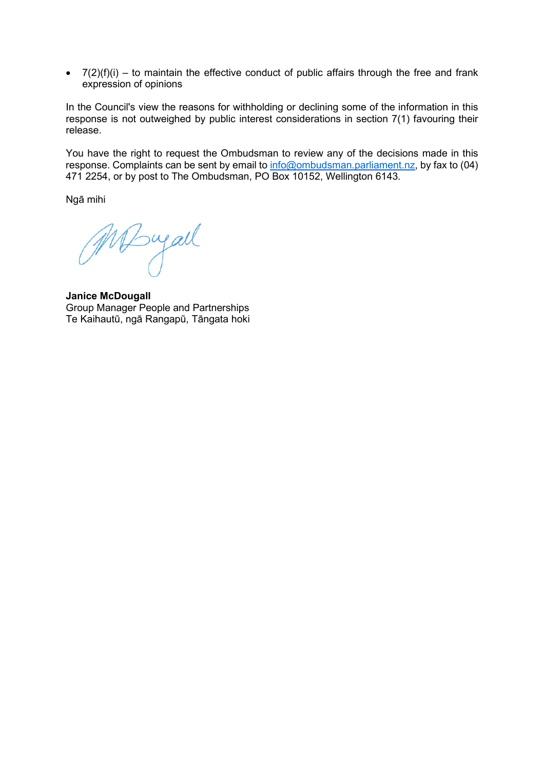- 7(2)(f)(i) – to maintain the effective conduct of public affairs through the free and frank expression of opinions

In the Council's view the reasons for withholding or declining some of the information in this response is not outweighed by public interest considerations in section 7(1) favouring their release.

You have the right to request the Ombudsman to review any of the decisions made in this response. Complaints can be sent by email to info@ombudsman.parliament.nz, by fax to (04) 471 2254, or by post to The Ombudsman, PO Box 10152, Wellington 6143.

Ngā mihi

**Janice McDougall**
Group Manager People and Partnerships
Te Kaihautū, ngā Rangapū, Tāngata hoki